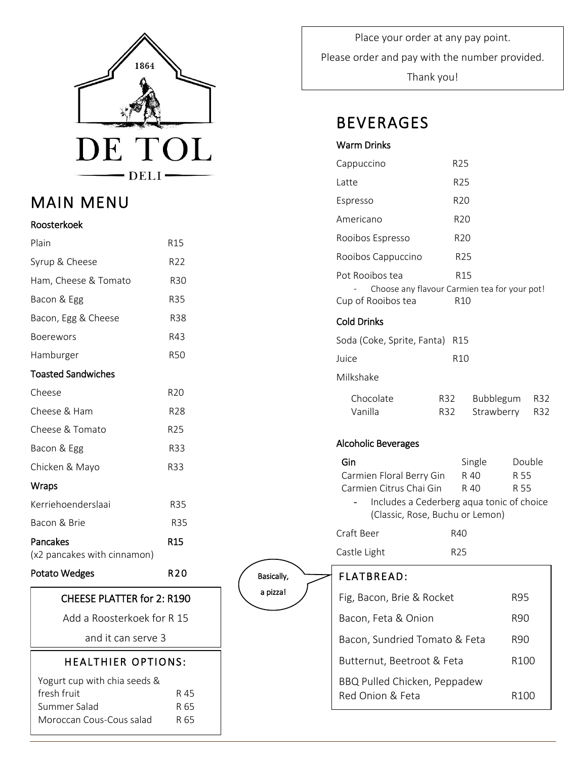1864

# DE TOL

DELI

## MAIN MENU

### Roosterkoek

| Item | Price |
|---|---|
| Plain | R15 |
| Syrup & Cheese | R22 |
| Ham, Cheese & Tomato | R30 |
| Bacon & Egg | R35 |
| Bacon, Egg & Cheese | R38 |
| Boerewors | R43 |
| Hamburger | R50 |

### Toasted Sandwiches

| Item | Price |
|---|---|
| Cheese | R20 |
| Cheese & Ham | R28 |
| Cheese & Tomato | R25 |
| Bacon & Egg | R33 |
| Chicken & Mayo | R33 |

### Wraps

| Item | Price |
|---|---|
| Kerriehoenderslaai | R35 |
| Bacon & Brie | R35 |

**Pancakes** R15
(x2 pancakes with cinnamon)

**Potato Wedges** R20

### CHEESE PLATTER for 2: R190

Add a Roosterkoek for R 15

and it can serve 3

### HEALTHIER OPTIONS:

| Item | Price |
|---|---|
| Yogurt cup with chia seeds & fresh fruit | R 45 |
| Summer Salad | R 65 |
| Moroccan Cous-Cous salad | R 65 |

Place your order at any pay point.

Please order and pay with the number provided.

Thank you!

## BEVERAGES

### Warm Drinks

| Item | Price |
|---|---|
| Cappuccino | R25 |
| Latte | R25 |
| Espresso | R20 |
| Americano | R20 |
| Rooibos Espresso | R20 |
| Rooibos Cappuccino | R25 |
| Pot Rooibos tea | R15 |
| Cup of Rooibos tea | R10 |

- Choose any flavour Carmien tea for your pot!

### Cold Drinks

| Item | Price |
|---|---|
| Soda (Coke, Sprite, Fanta) | R15 |
| Juice | R10 |

Milkshake

| Flavour | Price | Flavour | Price |
|---|---|---|---|
| Chocolate | R32 | Bubblegum | R32 |
| Vanilla | R32 | Strawberry | R32 |

### Alcoholic Beverages

| Gin | Single | Double |
|---|---|---|
| Carmien Floral Berry Gin | R 40 | R 55 |
| Carmien Citrus Chai Gin | R 40 | R 55 |

- Includes a Cederberg aqua tonic of choice (Classic, Rose, Buchu or Lemon)

| Item | Price |
|---|---|
| Craft Beer | R40 |
| Castle Light | R25 |

### FLATBREAD:

Basically, a pizza!

| Item | Price |
|---|---|
| Fig, Bacon, Brie & Rocket | R95 |
| Bacon, Feta & Onion | R90 |
| Bacon, Sundried Tomato & Feta | R90 |
| Butternut, Beetroot & Feta | R100 |
| BBQ Pulled Chicken, Peppadew Red Onion & Feta | R100 |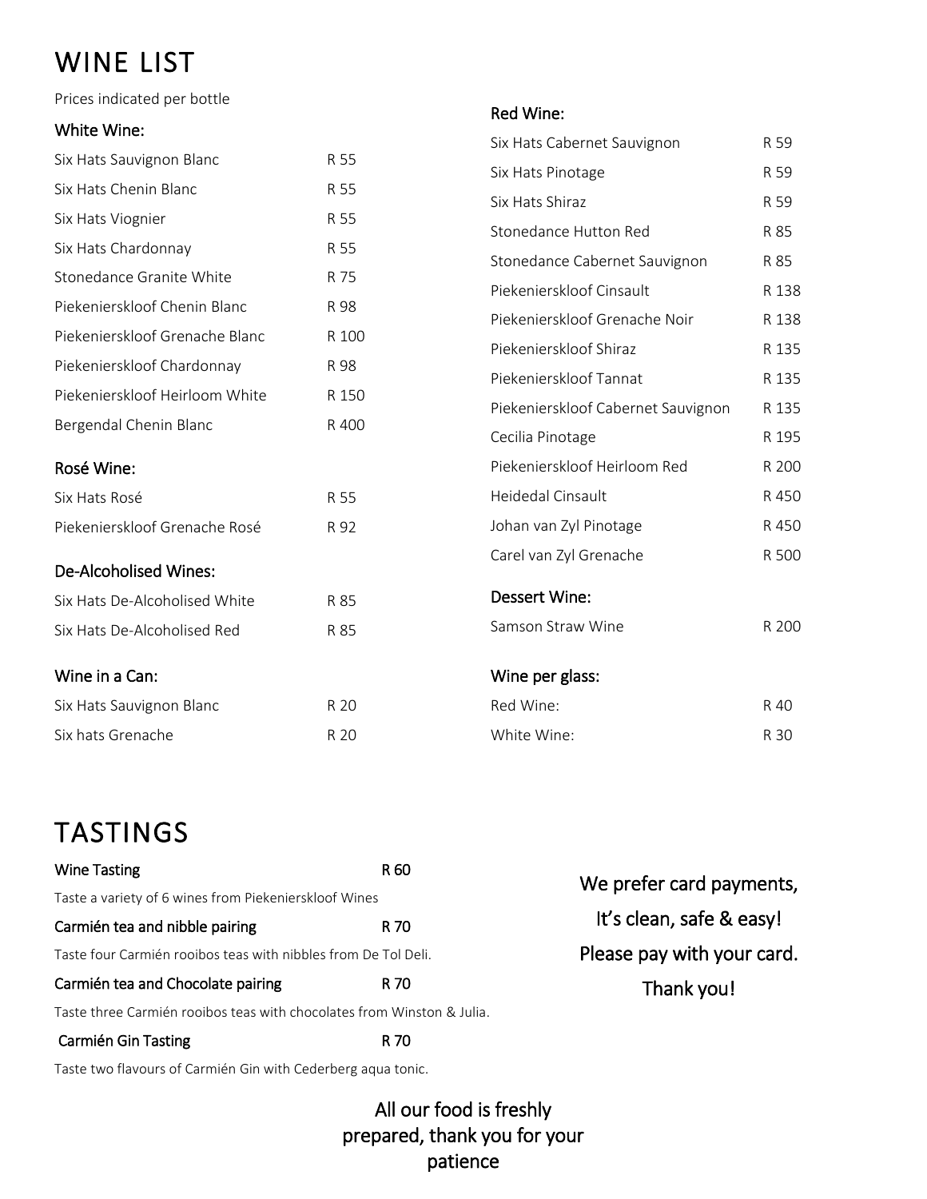# WINE LIST

Prices indicated per bottle

### White Wine:

| | |
|---|---|
| Six Hats Sauvignon Blanc | R 55 |
| Six Hats Chenin Blanc | R 55 |
| Six Hats Viognier | R 55 |
| Six Hats Chardonnay | R 55 |
| Stonedance Granite White | R 75 |
| Piekenierskloof Chenin Blanc | R 98 |
| Piekenierskloof Grenache Blanc | R 100 |
| Piekenierskloof Chardonnay | R 98 |
| Piekenierskloof Heirloom White | R 150 |
| Bergendal Chenin Blanc | R 400 |

### Rosé Wine:

| | |
|---|---|
| Six Hats Rosé | R 55 |
| Piekenierskloof Grenache Rosé | R 92 |

### De-Alcoholised Wines:

| | |
|---|---|
| Six Hats De-Alcoholised White | R 85 |
| Six Hats De-Alcoholised Red | R 85 |

### Wine in a Can:

| | |
|---|---|
| Six Hats Sauvignon Blanc | R 20 |
| Six hats Grenache | R 20 |

### Red Wine:

| | |
|---|---|
| Six Hats Cabernet Sauvignon | R 59 |
| Six Hats Pinotage | R 59 |
| Six Hats Shiraz | R 59 |
| Stonedance Hutton Red | R 85 |
| Stonedance Cabernet Sauvignon | R 85 |
| Piekenierskloof Cinsault | R 138 |
| Piekenierskloof Grenache Noir | R 138 |
| Piekenierskloof Shiraz | R 135 |
| Piekenierskloof Tannat | R 135 |
| Piekenierskloof Cabernet Sauvignon | R 135 |
| Cecilia Pinotage | R 195 |
| Piekenierskloof Heirloom Red | R 200 |
| Heidedal Cinsault | R 450 |
| Johan van Zyl Pinotage | R 450 |
| Carel van Zyl Grenache | R 500 |

### Dessert Wine:

| | |
|---|---|
| Samson Straw Wine | R 200 |

### Wine per glass:

| | |
|---|---|
| Red Wine: | R 40 |
| White Wine: | R 30 |

# TASTINGS

**Wine Tasting** **R 60**

Taste a variety of 6 wines from Piekenierskloof Wines

**Carmién tea and nibble pairing** **R 70**

Taste four Carmién rooibos teas with nibbles from De Tol Deli.

**Carmién tea and Chocolate pairing** **R 70**

Taste three Carmién rooibos teas with chocolates from Winston & Julia.

**Carmién Gin Tasting** **R 70**

Taste two flavours of Carmién Gin with Cederberg aqua tonic.

We prefer card payments,
It's clean, safe & easy!
Please pay with your card.
Thank you!

All our food is freshly prepared, thank you for your patience